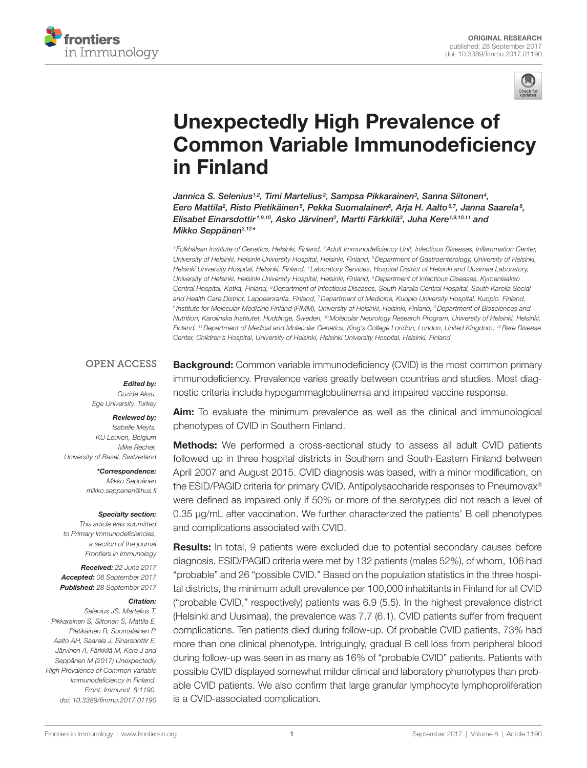ORIGINAL RESEARCH
published: 28 September 2017
doi: 10.3389/fimmu.2017.01190

# Unexpectedly High Prevalence of Common Variable Immunodeficiency in Finland

*Jannica S. Selenius[1,2], Timi Martelius[2], Sampsa Pikkarainen[3], Sanna Siitonen[4], Eero Mattila[2], Risto Pietikäinen[5], Pekka Suomalainen[6], Arja H. Aalto[6,7], Janna Saarela[8], Elisabet Einarsdottir[1,9,10], Asko Järvinen[2], Martti Färkkilä[3], Juha Kere[1,9,10,11] and Mikko Seppänen[2,12]\**

[1] Folkhälsan Institute of Genetics, Helsinki, Finland, [2] Adult Immunodeficiency Unit, Infectious Diseases, Inflammation Center, University of Helsinki, Helsinki University Hospital, Helsinki, Finland, [3] Department of Gastroenterology, University of Helsinki, Helsinki University Hospital, Helsinki, Finland, [4] Laboratory Services, Hospital District of Helsinki and Uusimaa Laboratory, University of Helsinki, Helsinki University Hospital, Helsinki, Finland, [5] Department of Infectious Diseases, Kymenlaakso Central Hospital, Kotka, Finland, [6] Department of Infectious Diseases, South Karelia Central Hospital, South Karelia Social and Health Care District, Lappeenranta, Finland, [7] Department of Medicine, Kuopio University Hospital, Kuopio, Finland, [8] Institute for Molecular Medicine Finland (FIMM), University of Helsinki, Helsinki, Finland, [9] Department of Biosciences and Nutrition, Karolinska Institutet, Huddinge, Sweden, [10] Molecular Neurology Research Program, University of Helsinki, Helsinki, Finland, [11] Department of Medical and Molecular Genetics, King's College London, London, United Kingdom, [12] Rare Disease Center, Children's Hospital, University of Helsinki, Helsinki University Hospital, Helsinki, Finland

OPEN ACCESS

***Edited by:***
Guzide Aksu,
Ege University, Turkey

***Reviewed by:***
Isabelle Meyts,
KU Leuven, Belgium
Mike Recher,
University of Basel, Switzerland

***\*Correspondence:***
Mikko Seppänen
mikko.seppanen@hus.fi

***Specialty section:***
This article was submitted to Primary Immunodeficiencies, a section of the journal Frontiers in Immunology

***Received:*** 22 June 2017
***Accepted:*** 08 September 2017
***Published:*** 28 September 2017

***Citation:***
Selenius JS, Martelius T, Pikkarainen S, Siitonen S, Mattila E, Pietikäinen R, Suomalainen P, Aalto AH, Saarela J, Einarsdottir E, Järvinen A, Färkkilä M, Kere J and Seppänen M (2017) Unexpectedly High Prevalence of Common Variable Immunodeficiency in Finland. Front. Immunol. 8:1190. doi: 10.3389/fimmu.2017.01190

**Background:** Common variable immunodeficiency (CVID) is the most common primary immunodeficiency. Prevalence varies greatly between countries and studies. Most diagnostic criteria include hypogammaglobulinemia and impaired vaccine response.

**Aim:** To evaluate the minimum prevalence as well as the clinical and immunological phenotypes of CVID in Southern Finland.

**Methods:** We performed a cross-sectional study to assess all adult CVID patients followed up in three hospital districts in Southern and South-Eastern Finland between April 2007 and August 2015. CVID diagnosis was based, with a minor modification, on the ESID/PAGID criteria for primary CVID. Antipolysaccharide responses to Pneumovax® were defined as impaired only if 50% or more of the serotypes did not reach a level of 0.35 μg/mL after vaccination. We further characterized the patients' B cell phenotypes and complications associated with CVID.

**Results:** In total, 9 patients were excluded due to potential secondary causes before diagnosis. ESID/PAGID criteria were met by 132 patients (males 52%), of whom, 106 had "probable" and 26 "possible CVID." Based on the population statistics in the three hospital districts, the minimum adult prevalence per 100,000 inhabitants in Finland for all CVID ("probable CVID," respectively) patients was 6.9 (5.5). In the highest prevalence district (Helsinki and Uusimaa), the prevalence was 7.7 (6.1). CVID patients suffer from frequent complications. Ten patients died during follow-up. Of probable CVID patients, 73% had more than one clinical phenotype. Intriguingly, gradual B cell loss from peripheral blood during follow-up was seen in as many as 16% of "probable CVID" patients. Patients with possible CVID displayed somewhat milder clinical and laboratory phenotypes than probable CVID patients. We also confirm that large granular lymphocyte lymphoproliferation is a CVID-associated complication.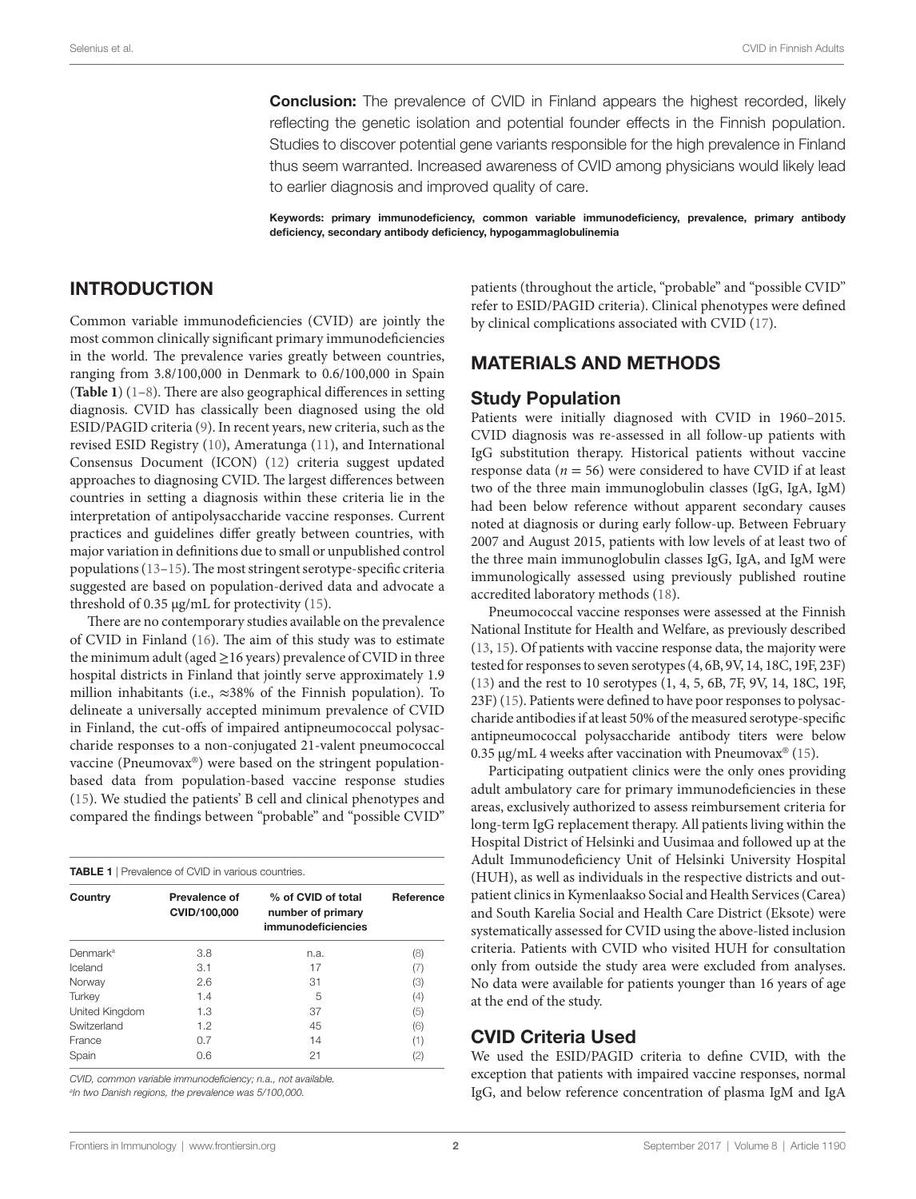**Conclusion:** The prevalence of CVID in Finland appears the highest recorded, likely reflecting the genetic isolation and potential founder effects in the Finnish population. Studies to discover potential gene variants responsible for the high prevalence in Finland thus seem warranted. Increased awareness of CVID among physicians would likely lead to earlier diagnosis and improved quality of care.

**Keywords: primary immunodeficiency, common variable immunodeficiency, prevalence, primary antibody deficiency, secondary antibody deficiency, hypogammaglobulinemia**

## INTRODUCTION

Common variable immunodeficiencies (CVID) are jointly the most common clinically significant primary immunodeficiencies in the world. The prevalence varies greatly between countries, ranging from 3.8/100,000 in Denmark to 0.6/100,000 in Spain (**Table 1**) (1–8). There are also geographical differences in setting diagnosis. CVID has classically been diagnosed using the old ESID/PAGID criteria (9). In recent years, new criteria, such as the revised ESID Registry (10), Ameratunga (11), and International Consensus Document (ICON) (12) criteria suggest updated approaches to diagnosing CVID. The largest differences between countries in setting a diagnosis within these criteria lie in the interpretation of antipolysaccharide vaccine responses. Current practices and guidelines differ greatly between countries, with major variation in definitions due to small or unpublished control populations (13–15). The most stringent serotype-specific criteria suggested are based on population-derived data and advocate a threshold of 0.35 μg/mL for protectivity (15).

There are no contemporary studies available on the prevalence of CVID in Finland (16). The aim of this study was to estimate the minimum adult (aged ≥16 years) prevalence of CVID in three hospital districts in Finland that jointly serve approximately 1.9 million inhabitants (i.e., ≈38% of the Finnish population). To delineate a universally accepted minimum prevalence of CVID in Finland, the cut-offs of impaired antipneumococcal polysaccharide responses to a non-conjugated 21-valent pneumococcal vaccine (Pneumovax®) were based on the stringent population-based data from population-based vaccine response studies (15). We studied the patients' B cell and clinical phenotypes and compared the findings between "probable" and "possible CVID" patients (throughout the article, "probable" and "possible CVID" refer to ESID/PAGID criteria). Clinical phenotypes were defined by clinical complications associated with CVID (17).

**TABLE 1** | Prevalence of CVID in various countries.

| Country | Prevalence of CVID/100,000 | % of CVID of total number of primary immunodeficiencies | Reference |
|---|---|---|---|
| Denmark[a] | 3.8 | n.a. | (8) |
| Iceland | 3.1 | 17 | (7) |
| Norway | 2.6 | 31 | (3) |
| Turkey | 1.4 | 5 | (4) |
| United Kingdom | 1.3 | 37 | (5) |
| Switzerland | 1.2 | 45 | (6) |
| France | 0.7 | 14 | (1) |
| Spain | 0.6 | 21 | (2) |

*CVID, common variable immunodeficiency; n.a., not available.*
*[a]In two Danish regions, the prevalence was 5/100,000.*

## MATERIALS AND METHODS

### Study Population

Patients were initially diagnosed with CVID in 1960–2015. CVID diagnosis was re-assessed in all follow-up patients with IgG substitution therapy. Historical patients without vaccine response data ($n = 56$) were considered to have CVID if at least two of the three main immunoglobulin classes (IgG, IgA, IgM) had been below reference without apparent secondary causes noted at diagnosis or during early follow-up. Between February 2007 and August 2015, patients with low levels of at least two of the three main immunoglobulin classes IgG, IgA, and IgM were immunologically assessed using previously published routine accredited laboratory methods (18).

Pneumococcal vaccine responses were assessed at the Finnish National Institute for Health and Welfare, as previously described (13, 15). Of patients with vaccine response data, the majority were tested for responses to seven serotypes (4, 6B, 9V, 14, 18C, 19F, 23F) (13) and the rest to 10 serotypes (1, 4, 5, 6B, 7F, 9V, 14, 18C, 19F, 23F) (15). Patients were defined to have poor responses to polysaccharide antibodies if at least 50% of the measured serotype-specific antipneumococcal polysaccharide antibody titers were below 0.35 μg/mL 4 weeks after vaccination with Pneumovax® (15).

Participating outpatient clinics were the only ones providing adult ambulatory care for primary immunodeficiencies in these areas, exclusively authorized to assess reimbursement criteria for long-term IgG replacement therapy. All patients living within the Hospital District of Helsinki and Uusimaa and followed up at the Adult Immunodeficiency Unit of Helsinki University Hospital (HUH), as well as individuals in the respective districts and outpatient clinics in Kymenlaakso Social and Health Services (Carea) and South Karelia Social and Health Care District (Eksote) were systematically assessed for CVID using the above-listed inclusion criteria. Patients with CVID who visited HUH for consultation only from outside the study area were excluded from analyses. No data were available for patients younger than 16 years of age at the end of the study.

### CVID Criteria Used

We used the ESID/PAGID criteria to define CVID, with the exception that patients with impaired vaccine responses, normal IgG, and below reference concentration of plasma IgM and IgA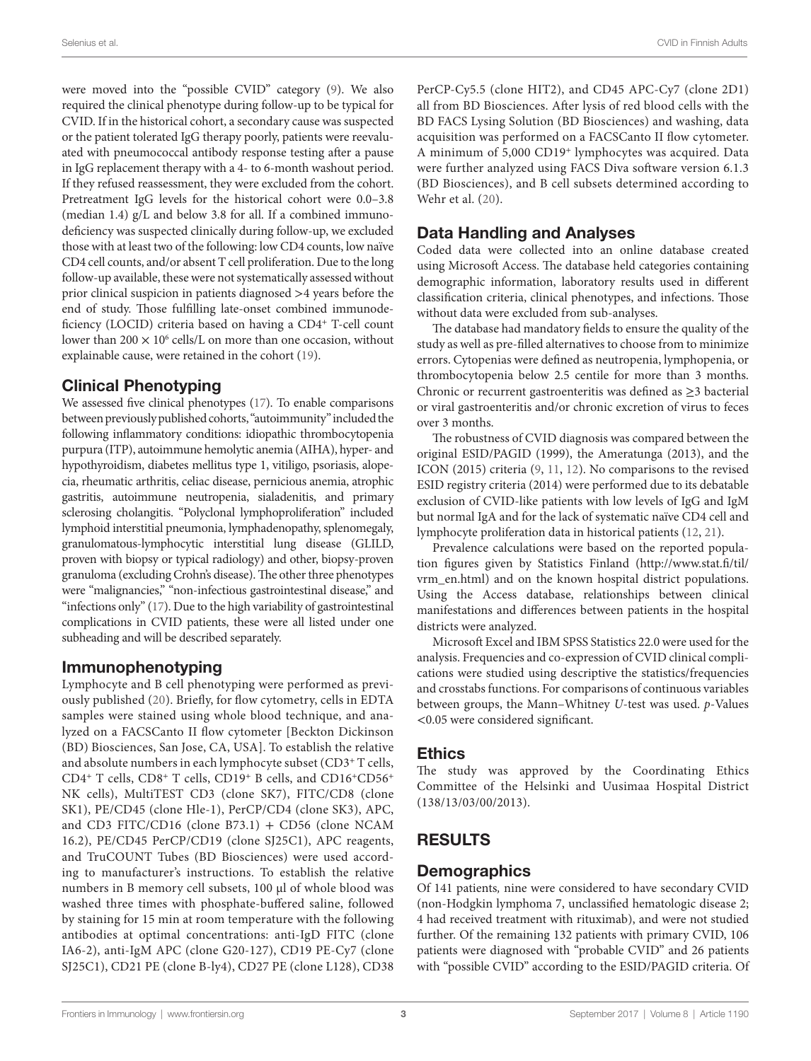were moved into the "possible CVID" category (9). We also required the clinical phenotype during follow-up to be typical for CVID. If in the historical cohort, a secondary cause was suspected or the patient tolerated IgG therapy poorly, patients were reevaluated with pneumococcal antibody response testing after a pause in IgG replacement therapy with a 4- to 6-month washout period. If they refused reassessment, they were excluded from the cohort. Pretreatment IgG levels for the historical cohort were 0.0–3.8 (median 1.4) g/L and below 3.8 for all. If a combined immunodeficiency was suspected clinically during follow-up, we excluded those with at least two of the following: low CD4 counts, low naïve CD4 cell counts, and/or absent T cell proliferation. Due to the long follow-up available, these were not systematically assessed without prior clinical suspicion in patients diagnosed >4 years before the end of study. Those fulfilling late-onset combined immunodeficiency (LOCID) criteria based on having a $CD4^+$ T-cell count lower than $200 \times 10^6$ cells/L on more than one occasion, without explainable cause, were retained in the cohort (19).

## Clinical Phenotyping

We assessed five clinical phenotypes (17). To enable comparisons between previously published cohorts, "autoimmunity" included the following inflammatory conditions: idiopathic thrombocytopenia purpura (ITP), autoimmune hemolytic anemia (AIHA), hyper- and hypothyroidism, diabetes mellitus type 1, vitiligo, psoriasis, alopecia, rheumatic arthritis, celiac disease, pernicious anemia, atrophic gastritis, autoimmune neutropenia, sialadenitis, and primary sclerosing cholangitis. "Polyclonal lymphoproliferation" included lymphoid interstitial pneumonia, lymphadenopathy, splenomegaly, granulomatous-lymphocytic interstitial lung disease (GLILD, proven with biopsy or typical radiology) and other, biopsy-proven granuloma (excluding Crohn's disease). The other three phenotypes were "malignancies," "non-infectious gastrointestinal disease," and "infections only" (17). Due to the high variability of gastrointestinal complications in CVID patients, these were all listed under one subheading and will be described separately.

## Immunophenotyping

Lymphocyte and B cell phenotyping were performed as previously published (20). Briefly, for flow cytometry, cells in EDTA samples were stained using whole blood technique, and analyzed on a FACSCanto II flow cytometer [Beckton Dickinson (BD) Biosciences, San Jose, CA, USA]. To establish the relative and absolute numbers in each lymphocyte subset ($CD3^+$ T cells, $CD4^+$ T cells, $CD8^+$ T cells, $CD19^+$ B cells, and $CD16^+CD56^+$ NK cells), MultiTEST CD3 (clone SK7), FITC/CD8 (clone SK1), PE/CD45 (clone Hle-1), PerCP/CD4 (clone SK3), APC, and CD3 FITC/CD16 (clone B73.1) + CD56 (clone NCAM 16.2), PE/CD45 PerCP/CD19 (clone SJ25C1), APC reagents, and TruCOUNT Tubes (BD Biosciences) were used according to manufacturer's instructions. To establish the relative numbers in B memory cell subsets, 100 µl of whole blood was washed three times with phosphate-buffered saline, followed by staining for 15 min at room temperature with the following antibodies at optimal concentrations: anti-IgD FITC (clone IA6-2), anti-IgM APC (clone G20-127), CD19 PE-Cy7 (clone SJ25C1), CD21 PE (clone B-ly4), CD27 PE (clone L128), CD38 PerCP-Cy5.5 (clone HIT2), and CD45 APC-Cy7 (clone 2D1) all from BD Biosciences. After lysis of red blood cells with the BD FACS Lysing Solution (BD Biosciences) and washing, data acquisition was performed on a FACSCanto II flow cytometer. A minimum of 5,000 $CD19^+$ lymphocytes was acquired. Data were further analyzed using FACS Diva software version 6.1.3 (BD Biosciences), and B cell subsets determined according to Wehr et al. (20).

## Data Handling and Analyses

Coded data were collected into an online database created using Microsoft Access. The database held categories containing demographic information, laboratory results used in different classification criteria, clinical phenotypes, and infections. Those without data were excluded from sub-analyses.

The database had mandatory fields to ensure the quality of the study as well as pre-filled alternatives to choose from to minimize errors. Cytopenias were defined as neutropenia, lymphopenia, or thrombocytopenia below 2.5 centile for more than 3 months. Chronic or recurrent gastroenteritis was defined as ≥3 bacterial or viral gastroenteritis and/or chronic excretion of virus to feces over 3 months.

The robustness of CVID diagnosis was compared between the original ESID/PAGID (1999), the Ameratunga (2013), and the ICON (2015) criteria (9, 11, 12). No comparisons to the revised ESID registry criteria (2014) were performed due to its debatable exclusion of CVID-like patients with low levels of IgG and IgM but normal IgA and for the lack of systematic naïve CD4 cell and lymphocyte proliferation data in historical patients (12, 21).

Prevalence calculations were based on the reported population figures given by Statistics Finland (http://www.stat.fi/til/vrm_en.html) and on the known hospital district populations. Using the Access database, relationships between clinical manifestations and differences between patients in the hospital districts were analyzed.

Microsoft Excel and IBM SPSS Statistics 22.0 were used for the analysis. Frequencies and co-expression of CVID clinical complications were studied using descriptive the statistics/frequencies and crosstabs functions. For comparisons of continuous variables between groups, the Mann–Whitney *U*-test was used. *p*-Values <0.05 were considered significant.

## Ethics

The study was approved by the Coordinating Ethics Committee of the Helsinki and Uusimaa Hospital District (138/13/03/00/2013).

# RESULTS

## Demographics

Of 141 patients, nine were considered to have secondary CVID (non-Hodgkin lymphoma 7, unclassified hematologic disease 2; 4 had received treatment with rituximab), and were not studied further. Of the remaining 132 patients with primary CVID, 106 patients were diagnosed with "probable CVID" and 26 patients with "possible CVID" according to the ESID/PAGID criteria. Of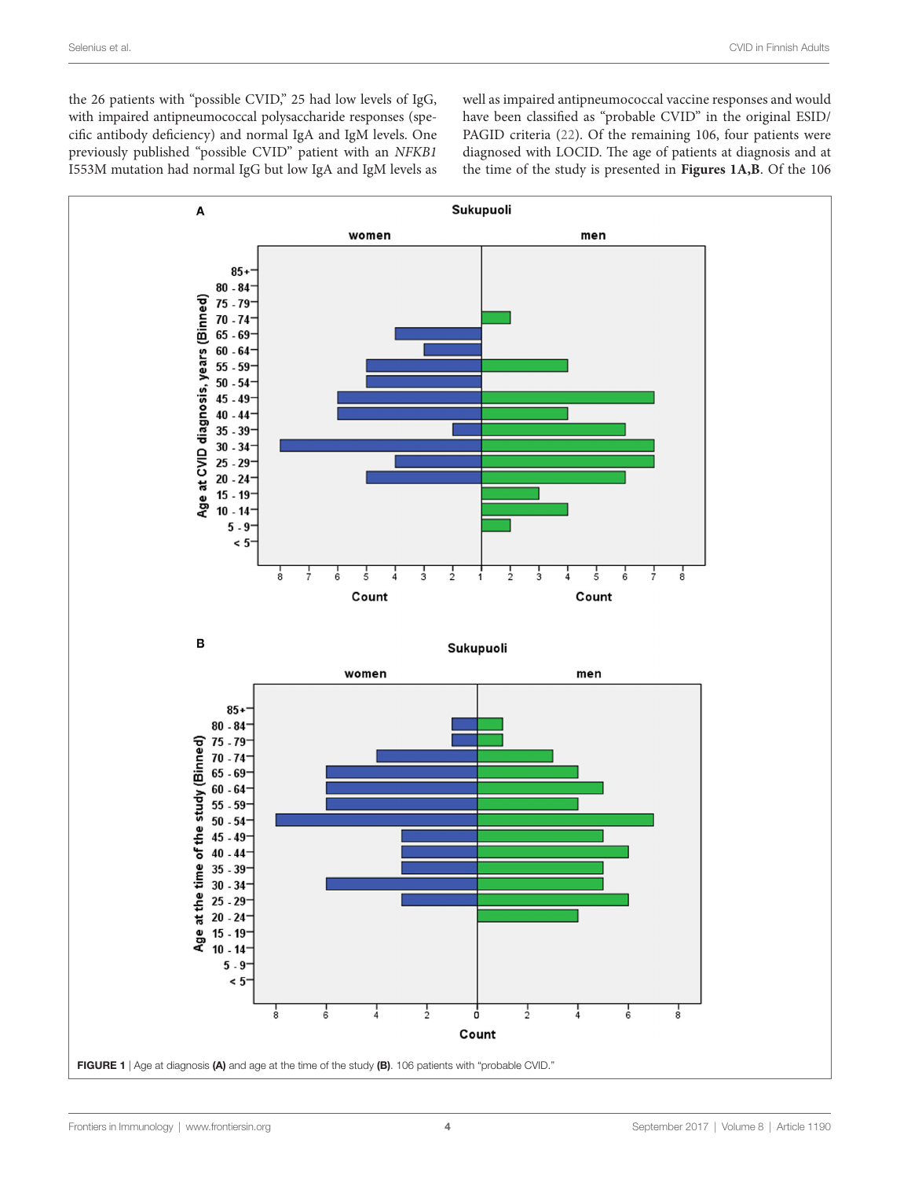the 26 patients with "possible CVID," 25 had low levels of IgG, with impaired antipneumococcal polysaccharide responses (specific antibody deficiency) and normal IgA and IgM levels. One previously published "possible CVID" patient with an *NFKB1* I553M mutation had normal IgG but low IgA and IgM levels as well as impaired antipneumococcal vaccine responses and would have been classified as "probable CVID" in the original ESID/PAGID criteria (22). Of the remaining 106, four patients were diagnosed with LOCID. The age of patients at diagnosis and at the time of the study is presented in **Figures 1A,B**. Of the 106

**FIGURE 1** | Age at diagnosis **(A)** and age at the time of the study **(B)**. 106 patients with "probable CVID."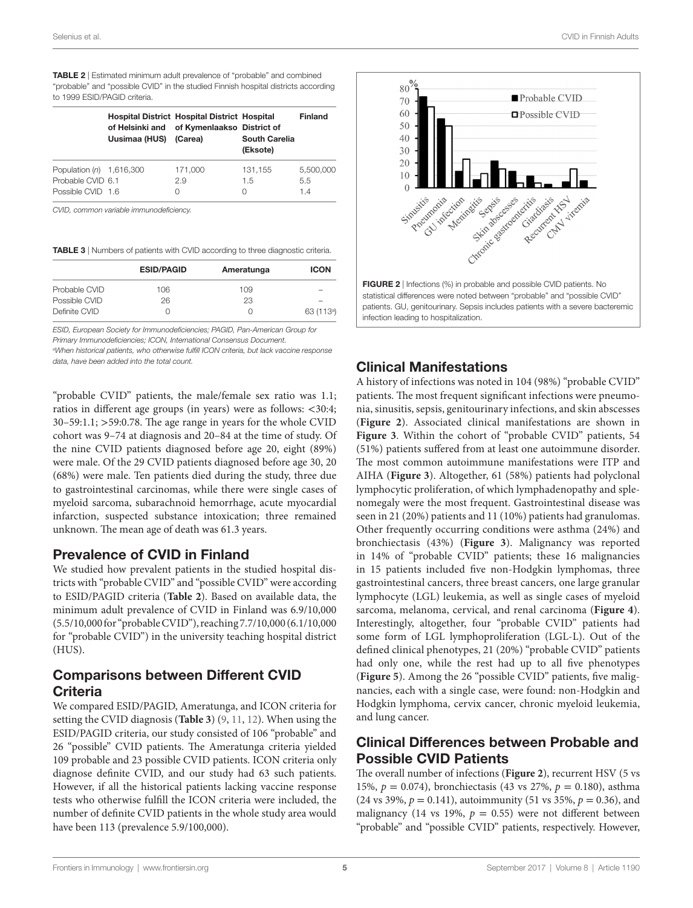**TABLE 2** | Estimated minimum adult prevalence of "probable" and combined "probable" and "possible CVID" in the studied Finnish hospital districts according to 1999 ESID/PAGID criteria.

| | Hospital District of Helsinki and Uusimaa (HUS) | Hospital District of Kymenlaakso (Carea) | Hospital District of South Carelia (Eksote) | Finland |
|---|---|---|---|---|
| Population (*n*) | 1,616,300 | 171,000 | 131,155 | 5,500,000 |
| Probable CVID | 6.1 | 2.9 | 1.5 | 5.5 |
| Possible CVID | 1.6 | 0 | 0 | 1.4 |

*CVID, common variable immunodeficiency.*

**TABLE 3** | Numbers of patients with CVID according to three diagnostic criteria.

| | ESID/PAGID | Ameratunga | ICON |
|---|---|---|---|
| Probable CVID | 106 | 109 | – |
| Possible CVID | 26 | 23 | – |
| Definite CVID | 0 | 0 | 63 (113[a]) |

*ESID, European Society for Immunodeficiencies; PAGID, Pan-American Group for Primary Immunodeficiencies; ICON, International Consensus Document.*
*[a]When historical patients, who otherwise fulfill ICON criteria, but lack vaccine response data, have been added into the total count.*

"probable CVID" patients, the male/female sex ratio was 1.1; ratios in different age groups (in years) were as follows: <30:4; 30–59:1.1; >59:0.78. The age range in years for the whole CVID cohort was 9–74 at diagnosis and 20–84 at the time of study. Of the nine CVID patients diagnosed before age 20, eight (89%) were male. Of the 29 CVID patients diagnosed before age 30, 20 (68%) were male. Ten patients died during the study, three due to gastrointestinal carcinomas, while there were single cases of myeloid sarcoma, subarachnoid hemorrhage, acute myocardial infarction, suspected substance intoxication; three remained unknown. The mean age of death was 61.3 years.

## Prevalence of CVID in Finland

We studied how prevalent patients in the studied hospital districts with "probable CVID" and "possible CVID" were according to ESID/PAGID criteria (**Table 2**). Based on available data, the minimum adult prevalence of CVID in Finland was 6.9/10,000 (5.5/10,000 for "probable CVID"), reaching 7.7/10,000 (6.1/10,000 for "probable CVID") in the university teaching hospital district (HUS).

## Comparisons between Different CVID Criteria

We compared ESID/PAGID, Ameratunga, and ICON criteria for setting the CVID diagnosis (**Table 3**) (9, 11, 12). When using the ESID/PAGID criteria, our study consisted of 106 "probable" and 26 "possible" CVID patients. The Ameratunga criteria yielded 109 probable and 23 possible CVID patients. ICON criteria only diagnose definite CVID, and our study had 63 such patients. However, if all the historical patients lacking vaccine response tests who otherwise fulfill the ICON criteria were included, the number of definite CVID patients in the whole study area would have been 113 (prevalence 5.9/100,000).

**FIGURE 2** | Infections (%) in probable and possible CVID patients. No statistical differences were noted between "probable" and "possible CVID" patients. GU, genitourinary. Sepsis includes patients with a severe bacteremic infection leading to hospitalization.

## Clinical Manifestations

A history of infections was noted in 104 (98%) "probable CVID" patients. The most frequent significant infections were pneumonia, sinusitis, sepsis, genitourinary infections, and skin abscesses (**Figure 2**). Associated clinical manifestations are shown in **Figure 3**. Within the cohort of "probable CVID" patients, 54 (51%) patients suffered from at least one autoimmune disorder. The most common autoimmune manifestations were ITP and AIHA (**Figure 3**). Altogether, 61 (58%) patients had polyclonal lymphocytic proliferation, of which lymphadenopathy and splenomegaly were the most frequent. Gastrointestinal disease was seen in 21 (20%) patients and 11 (10%) patients had granulomas. Other frequently occurring conditions were asthma (24%) and bronchiectasis (43%) (**Figure 3**). Malignancy was reported in 14% of "probable CVID" patients; these 16 malignancies in 15 patients included five non-Hodgkin lymphomas, three gastrointestinal cancers, three breast cancers, one large granular lymphocyte (LGL) leukemia, as well as single cases of myeloid sarcoma, melanoma, cervical, and renal carcinoma (**Figure 4**). Interestingly, altogether, four "probable CVID" patients had some form of LGL lymphoproliferation (LGL-L). Out of the defined clinical phenotypes, 21 (20%) "probable CVID" patients had only one, while the rest had up to all five phenotypes (**Figure 5**). Among the 26 "possible CVID" patients, five malignancies, each with a single case, were found: non-Hodgkin and Hodgkin lymphoma, cervix cancer, chronic myeloid leukemia, and lung cancer.

## Clinical Differences between Probable and Possible CVID Patients

The overall number of infections (**Figure 2**), recurrent HSV (5 vs 15%, $p = 0.074$), bronchiectasis (43 vs 27%, $p = 0.180$), asthma (24 vs 39%, $p = 0.141$), autoimmunity (51 vs 35%, $p = 0.36$), and malignancy (14 vs 19%, $p = 0.55$) were not different between "probable" and "possible CVID" patients, respectively. However,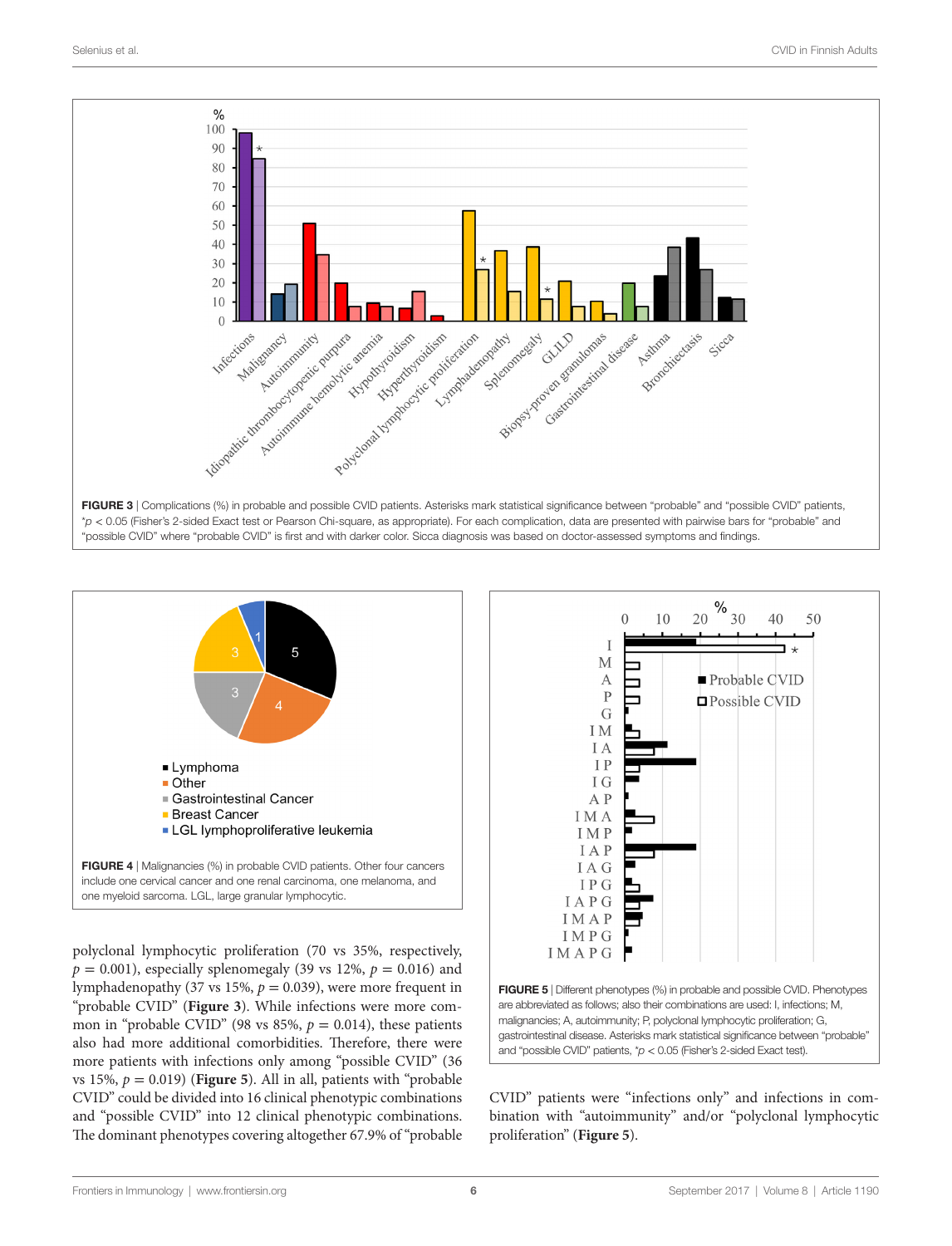FIGURE 3 | Complications (%) in probable and possible CVID patients. Asterisks mark statistical significance between "probable" and "possible CVID" patients, *$p < 0.05$ (Fisher's 2-sided Exact test or Pearson Chi-square, as appropriate). For each complication, data are presented with pairwise bars for "probable" and "possible CVID" where "probable CVID" is first and with darker color. Sicca diagnosis was based on doctor-assessed symptoms and findings.

FIGURE 4 | Malignancies (%) in probable CVID patients. Other four cancers include one cervical cancer and one renal carcinoma, one melanoma, and one myeloid sarcoma. LGL, large granular lymphocytic.

FIGURE 5 | Different phenotypes (%) in probable and possible CVID. Phenotypes are abbreviated as follows; also their combinations are used: I, infections; M, malignancies; A, autoimmunity; P, polyclonal lymphocytic proliferation; G, gastrointestinal disease. Asterisks mark statistical significance between "probable" and "possible CVID" patients, *$p < 0.05$ (Fisher's 2-sided Exact test).

polyclonal lymphocytic proliferation (70 vs 35%, respectively, $p = 0.001$), especially splenomegaly (39 vs 12%, $p = 0.016$) and lymphadenopathy (37 vs 15%, $p = 0.039$), were more frequent in "probable CVID" (**Figure 3**). While infections were more common in "probable CVID" (98 vs 85%, $p = 0.014$), these patients also had more additional comorbidities. Therefore, there were more patients with infections only among "possible CVID" (36 vs 15%, $p = 0.019$) (**Figure 5**). All in all, patients with "probable CVID" could be divided into 16 clinical phenotypic combinations and "possible CVID" into 12 clinical phenotypic combinations. The dominant phenotypes covering altogether 67.9% of "probable CVID" patients were "infections only" and infections in combination with "autoimmunity" and/or "polyclonal lymphocytic proliferation" (**Figure 5**).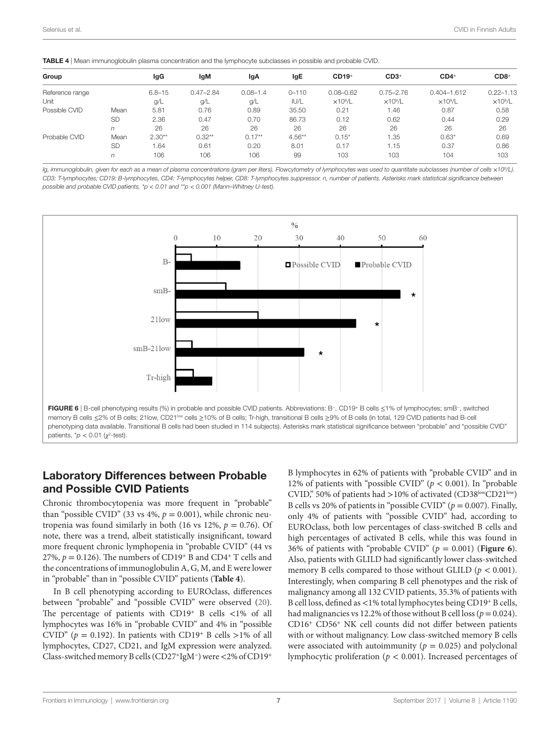**TABLE 4** | Mean immunoglobulin plasma concentration and the lymphocyte subclasses in possible and probable CVID.

| Group | | IgG | IgM | IgA | IgE | CD19+ | CD3+ | CD4+ | CD8+ |
|---|---|---|---|---|---|---|---|---|---|
| Reference range | | 6.8–15 | 0.47–2.84 | 0.08–1.4 | 0–110 | 0.08–0.62 | 0.75–2.76 | 0.404–1.612 | 0.22–1.13 |
| Unit | | g/L | g/L | g/L | IU/L | $\times 10^9$/L | $\times 10^9$/L | $\times 10^9$/L | $\times 10^9$/L |
| Possible CVID | Mean | 5.81 | 0.76 | 0.89 | 35.50 | 0.21 | 1.46 | 0.87 | 0.58 |
| | SD | 2.36 | 0.47 | 0.70 | 86.73 | 0.12 | 0.62 | 0.44 | 0.29 |
| | *n* | 26 | 26 | 26 | 26 | 26 | 26 | 26 | 26 |
| Probable CVID | Mean | 2.30** | 0.32** | 0.17** | 4.56** | 0.15* | 1.35 | 0.63* | 0.69 |
| | SD | 1.64 | 0.61 | 0.20 | 8.01 | 0.17 | 1.15 | 0.37 | 0.86 |
| | *n* | 106 | 106 | 106 | 99 | 103 | 103 | 104 | 103 |

*Ig, immunoglobulin, given for each as a mean of plasma concentrations (gram per liters). Flowcytometry of lymphocytes was used to quantitate subclasses (number of cells ×10⁹/L). CD3: T-lymphocytes; CD19: B-lymphocytes, CD4: T-lymphocytes helper, CD8: T-lymphocytes suppressor. n, number of patients. Asterisks mark statistical significance between possible and probable CVID patients, *p < 0.01 and **p < 0.001 (Mann–Whitney U-test).*

**FIGURE 6** | B-cell phenotyping results (%) in probable and possible CVID patients. Abbreviations: B−, CD19+ B cells ≤1% of lymphocytes; smB−, switched memory B cells ≤2% of B cells; 21low, CD21low cells ≥10% of B cells; Tr-high, transitional B cells ≥9% of B cells (in total, 129 CVID patients had B-cell phenotyping data available. Transitional B cells had been studied in 114 subjects). Asterisks mark statistical significance between "probable" and "possible CVID" patients, *$p < 0.01$ ($\chi^2$-test).

## Laboratory Differences between Probable and Possible CVID Patients

Chronic thrombocytopenia was more frequent in "probable" than "possible CVID" (33 vs 4%, $p = 0.001$), while chronic neutropenia was found similarly in both (16 vs 12%, $p = 0.76$). Of note, there was a trend, albeit statistically insignificant, toward more frequent chronic lymphopenia in "probable CVID" (44 vs 27%, $p = 0.126$). The numbers of CD19+ B and CD4+ T cells and the concentrations of immunoglobulin A, G, M, and E were lower in "probable" than in "possible CVID" patients (**Table 4**).

In B cell phenotyping according to EUROclass, differences between "probable" and "possible CVID" were observed (20). The percentage of patients with CD19+ B cells <1% of all lymphocytes was 16% in "probable CVID" and 4% in "possible CVID" ($p = 0.192$). In patients with CD19+ B cells >1% of all lymphocytes, CD27, CD21, and IgM expression were analyzed. Class-switched memory B cells (CD27+IgM−) were <2% of CD19+ B lymphocytes in 62% of patients with "probable CVID" and in 12% of patients with "possible CVID" ($p < 0.001$). In "probable CVID," 50% of patients had >10% of activated (CD38lowCD21low) B cells vs 20% of patients in "possible CVID" ($p = 0.007$). Finally, only 4% of patients with "possible CVID" had, according to EUROclass, both low percentages of class-switched B cells and high percentages of activated B cells, while this was found in 36% of patients with "probable CVID" ($p = 0.001$) (**Figure 6**). Also, patients with GLILD had significantly lower class-switched memory B cells compared to those without GLILD ($p < 0.001$). Interestingly, when comparing B cell phenotypes and the risk of malignancy among all 132 CVID patients, 35.3% of patients with B cell loss, defined as <1% total lymphocytes being CD19+ B cells, had malignancies vs 12.2% of those without B cell loss ($p = 0.024$). CD16+ CD56+ NK cell counts did not differ between patients with or without malignancy. Low class-switched memory B cells were associated with autoimmunity ($p = 0.025$) and polyclonal lymphocytic proliferation ($p < 0.001$). Increased percentages of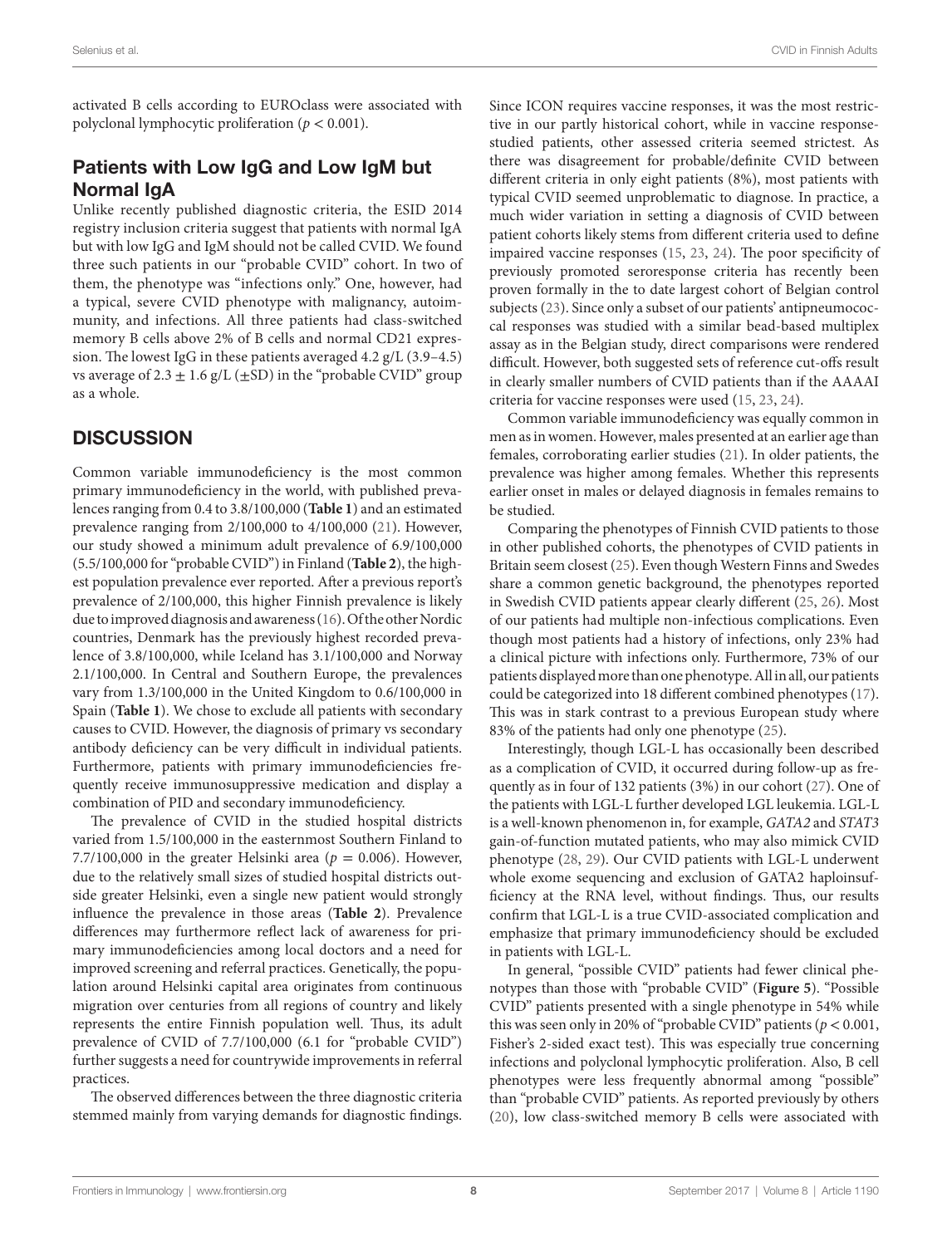activated B cells according to EUROclass were associated with polyclonal lymphocytic proliferation ($p < 0.001$).

## Patients with Low IgG and Low IgM but Normal IgA

Unlike recently published diagnostic criteria, the ESID 2014 registry inclusion criteria suggest that patients with normal IgA but with low IgG and IgM should not be called CVID. We found three such patients in our "probable CVID" cohort. In two of them, the phenotype was "infections only." One, however, had a typical, severe CVID phenotype with malignancy, autoimmunity, and infections. All three patients had class-switched memory B cells above 2% of B cells and normal CD21 expression. The lowest IgG in these patients averaged 4.2 g/L (3.9–4.5) vs average of 2.3 ± 1.6 g/L (±SD) in the "probable CVID" group as a whole.

# DISCUSSION

Common variable immunodeficiency is the most common primary immunodeficiency in the world, with published prevalences ranging from 0.4 to 3.8/100,000 (**Table 1**) and an estimated prevalence ranging from 2/100,000 to 4/100,000 (21). However, our study showed a minimum adult prevalence of 6.9/100,000 (5.5/100,000 for "probable CVID") in Finland (**Table 2**), the highest population prevalence ever reported. After a previous report's prevalence of 2/100,000, this higher Finnish prevalence is likely due to improved diagnosis and awareness (16). Of the other Nordic countries, Denmark has the previously highest recorded prevalence of 3.8/100,000, while Iceland has 3.1/100,000 and Norway 2.1/100,000. In Central and Southern Europe, the prevalences vary from 1.3/100,000 in the United Kingdom to 0.6/100,000 in Spain (**Table 1**). We chose to exclude all patients with secondary causes to CVID. However, the diagnosis of primary vs secondary antibody deficiency can be very difficult in individual patients. Furthermore, patients with primary immunodeficiencies frequently receive immunosuppressive medication and display a combination of PID and secondary immunodeficiency.

The prevalence of CVID in the studied hospital districts varied from 1.5/100,000 in the easternmost Southern Finland to 7.7/100,000 in the greater Helsinki area ($p = 0.006$). However, due to the relatively small sizes of studied hospital districts outside greater Helsinki, even a single new patient would strongly influence the prevalence in those areas (**Table 2**). Prevalence differences may furthermore reflect lack of awareness for primary immunodeficiencies among local doctors and a need for improved screening and referral practices. Genetically, the population around Helsinki capital area originates from continuous migration over centuries from all regions of country and likely represents the entire Finnish population well. Thus, its adult prevalence of CVID of 7.7/100,000 (6.1 for "probable CVID") further suggests a need for countrywide improvements in referral practices.

The observed differences between the three diagnostic criteria stemmed mainly from varying demands for diagnostic findings. Since ICON requires vaccine responses, it was the most restrictive in our partly historical cohort, while in vaccine response-studied patients, other assessed criteria seemed strictest. As there was disagreement for probable/definite CVID between different criteria in only eight patients (8%), most patients with typical CVID seemed unproblematic to diagnose. In practice, a much wider variation in setting a diagnosis of CVID between patient cohorts likely stems from different criteria used to define impaired vaccine responses (15, 23, 24). The poor specificity of previously promoted seroresponse criteria has recently been proven formally in the to date largest cohort of Belgian control subjects (23). Since only a subset of our patients' antipneumococcal responses was studied with a similar bead-based multiplex assay as in the Belgian study, direct comparisons were rendered difficult. However, both suggested sets of reference cut-offs result in clearly smaller numbers of CVID patients than if the AAAAI criteria for vaccine responses were used (15, 23, 24).

Common variable immunodeficiency was equally common in men as in women. However, males presented at an earlier age than females, corroborating earlier studies (21). In older patients, the prevalence was higher among females. Whether this represents earlier onset in males or delayed diagnosis in females remains to be studied.

Comparing the phenotypes of Finnish CVID patients to those in other published cohorts, the phenotypes of CVID patients in Britain seem closest (25). Even though Western Finns and Swedes share a common genetic background, the phenotypes reported in Swedish CVID patients appear clearly different (25, 26). Most of our patients had multiple non-infectious complications. Even though most patients had a history of infections, only 23% had a clinical picture with infections only. Furthermore, 73% of our patients displayed more than one phenotype. All in all, our patients could be categorized into 18 different combined phenotypes (17). This was in stark contrast to a previous European study where 83% of the patients had only one phenotype (25).

Interestingly, though LGL-L has occasionally been described as a complication of CVID, it occurred during follow-up as frequently as in four of 132 patients (3%) in our cohort (27). One of the patients with LGL-L further developed LGL leukemia. LGL-L is a well-known phenomenon in, for example, *GATA2* and *STAT3* gain-of-function mutated patients, who may also mimick CVID phenotype (28, 29). Our CVID patients with LGL-L underwent whole exome sequencing and exclusion of GATA2 haploinsufficiency at the RNA level, without findings. Thus, our results confirm that LGL-L is a true CVID-associated complication and emphasize that primary immunodeficiency should be excluded in patients with LGL-L.

In general, "possible CVID" patients had fewer clinical phenotypes than those with "probable CVID" (**Figure 5**). "Possible CVID" patients presented with a single phenotype in 54% while this was seen only in 20% of "probable CVID" patients ($p < 0.001$, Fisher's 2-sided exact test). This was especially true concerning infections and polyclonal lymphocytic proliferation. Also, B cell phenotypes were less frequently abnormal among "possible" than "probable CVID" patients. As reported previously by others (20), low class-switched memory B cells were associated with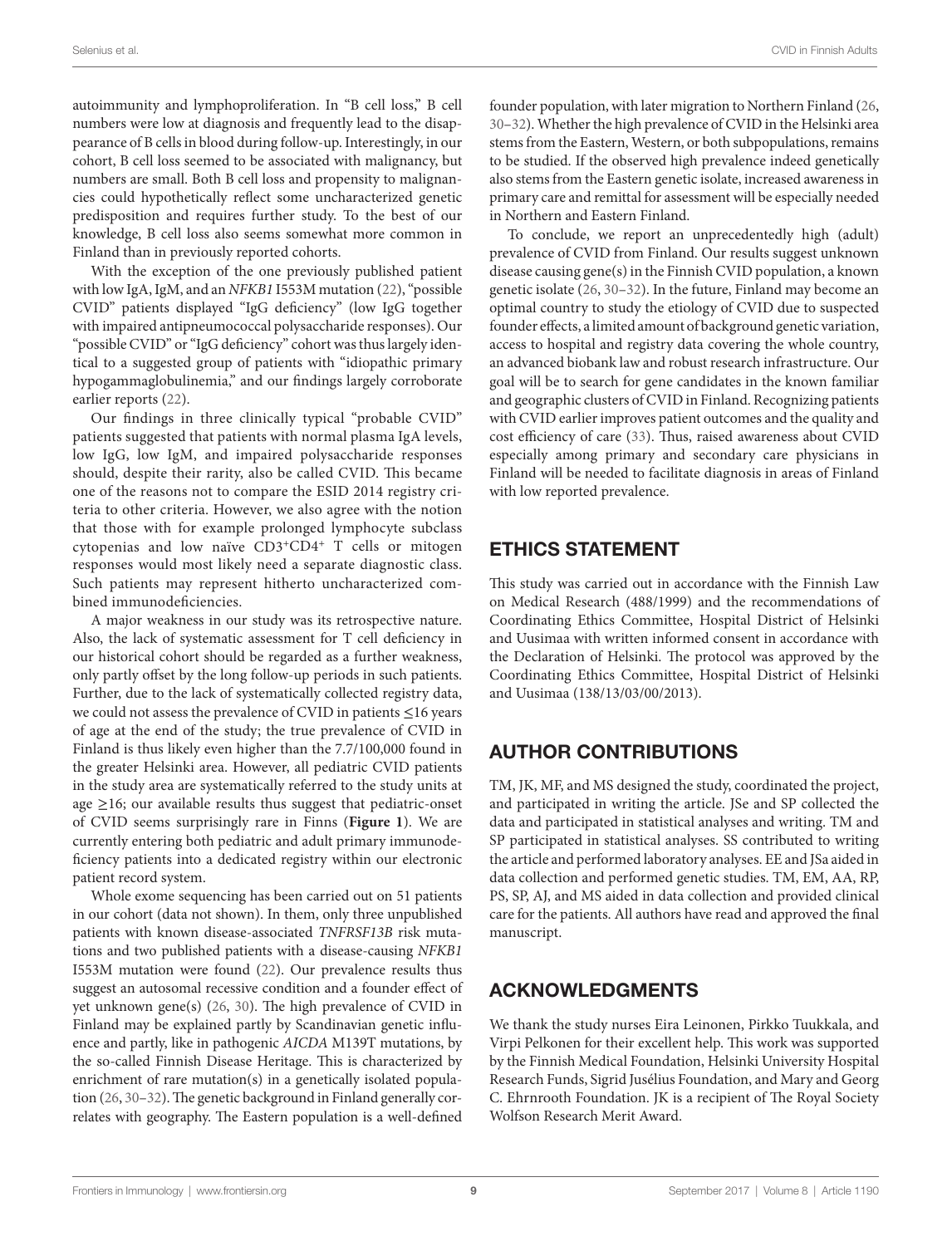autoimmunity and lymphoproliferation. In "B cell loss," B cell numbers were low at diagnosis and frequently lead to the disappearance of B cells in blood during follow-up. Interestingly, in our cohort, B cell loss seemed to be associated with malignancy, but numbers are small. Both B cell loss and propensity to malignancies could hypothetically reflect some uncharacterized genetic predisposition and requires further study. To the best of our knowledge, B cell loss also seems somewhat more common in Finland than in previously reported cohorts.

With the exception of the one previously published patient with low IgA, IgM, and an *NFKB1* I553M mutation (22), "possible CVID" patients displayed "IgG deficiency" (low IgG together with impaired antipneumococcal polysaccharide responses). Our "possible CVID" or "IgG deficiency" cohort was thus largely identical to a suggested group of patients with "idiopathic primary hypogammaglobulinemia," and our findings largely corroborate earlier reports (22).

Our findings in three clinically typical "probable CVID" patients suggested that patients with normal plasma IgA levels, low IgG, low IgM, and impaired polysaccharide responses should, despite their rarity, also be called CVID. This became one of the reasons not to compare the ESID 2014 registry criteria to other criteria. However, we also agree with the notion that those with for example prolonged lymphocyte subclass cytopenias and low naïve $CD3^{+}CD4^{+}$ T cells or mitogen responses would most likely need a separate diagnostic class. Such patients may represent hitherto uncharacterized combined immunodeficiencies.

A major weakness in our study was its retrospective nature. Also, the lack of systematic assessment for T cell deficiency in our historical cohort should be regarded as a further weakness, only partly offset by the long follow-up periods in such patients. Further, due to the lack of systematically collected registry data, we could not assess the prevalence of CVID in patients ≤16 years of age at the end of the study; the true prevalence of CVID in Finland is thus likely even higher than the 7.7/100,000 found in the greater Helsinki area. However, all pediatric CVID patients in the study area are systematically referred to the study units at age ≥16; our available results thus suggest that pediatric-onset of CVID seems surprisingly rare in Finns (**Figure 1**). We are currently entering both pediatric and adult primary immunodeficiency patients into a dedicated registry within our electronic patient record system.

Whole exome sequencing has been carried out on 51 patients in our cohort (data not shown). In them, only three unpublished patients with known disease-associated *TNFRSF13B* risk mutations and two published patients with a disease-causing *NFKB1* I553M mutation were found (22). Our prevalence results thus suggest an autosomal recessive condition and a founder effect of yet unknown gene(s) (26, 30). The high prevalence of CVID in Finland may be explained partly by Scandinavian genetic influence and partly, like in pathogenic *AICDA* M139T mutations, by the so-called Finnish Disease Heritage. This is characterized by enrichment of rare mutation(s) in a genetically isolated population (26, 30–32). The genetic background in Finland generally correlates with geography. The Eastern population is a well-defined founder population, with later migration to Northern Finland (26, 30–32). Whether the high prevalence of CVID in the Helsinki area stems from the Eastern, Western, or both subpopulations, remains to be studied. If the observed high prevalence indeed genetically also stems from the Eastern genetic isolate, increased awareness in primary care and remittal for assessment will be especially needed in Northern and Eastern Finland.

To conclude, we report an unprecedentedly high (adult) prevalence of CVID from Finland. Our results suggest unknown disease causing gene(s) in the Finnish CVID population, a known genetic isolate (26, 30–32). In the future, Finland may become an optimal country to study the etiology of CVID due to suspected founder effects, a limited amount of background genetic variation, access to hospital and registry data covering the whole country, an advanced biobank law and robust research infrastructure. Our goal will be to search for gene candidates in the known familiar and geographic clusters of CVID in Finland. Recognizing patients with CVID earlier improves patient outcomes and the quality and cost efficiency of care (33). Thus, raised awareness about CVID especially among primary and secondary care physicians in Finland will be needed to facilitate diagnosis in areas of Finland with low reported prevalence.

## ETHICS STATEMENT

This study was carried out in accordance with the Finnish Law on Medical Research (488/1999) and the recommendations of Coordinating Ethics Committee, Hospital District of Helsinki and Uusimaa with written informed consent in accordance with the Declaration of Helsinki. The protocol was approved by the Coordinating Ethics Committee, Hospital District of Helsinki and Uusimaa (138/13/03/00/2013).

## AUTHOR CONTRIBUTIONS

TM, JK, MF, and MS designed the study, coordinated the project, and participated in writing the article. JSe and SP collected the data and participated in statistical analyses and writing. TM and SP participated in statistical analyses. SS contributed to writing the article and performed laboratory analyses. EE and JSa aided in data collection and performed genetic studies. TM, EM, AA, RP, PS, SP, AJ, and MS aided in data collection and provided clinical care for the patients. All authors have read and approved the final manuscript.

## ACKNOWLEDGMENTS

We thank the study nurses Eira Leinonen, Pirkko Tuukkala, and Virpi Pelkonen for their excellent help. This work was supported by the Finnish Medical Foundation, Helsinki University Hospital Research Funds, Sigrid Jusélius Foundation, and Mary and Georg C. Ehrnrooth Foundation. JK is a recipient of The Royal Society Wolfson Research Merit Award.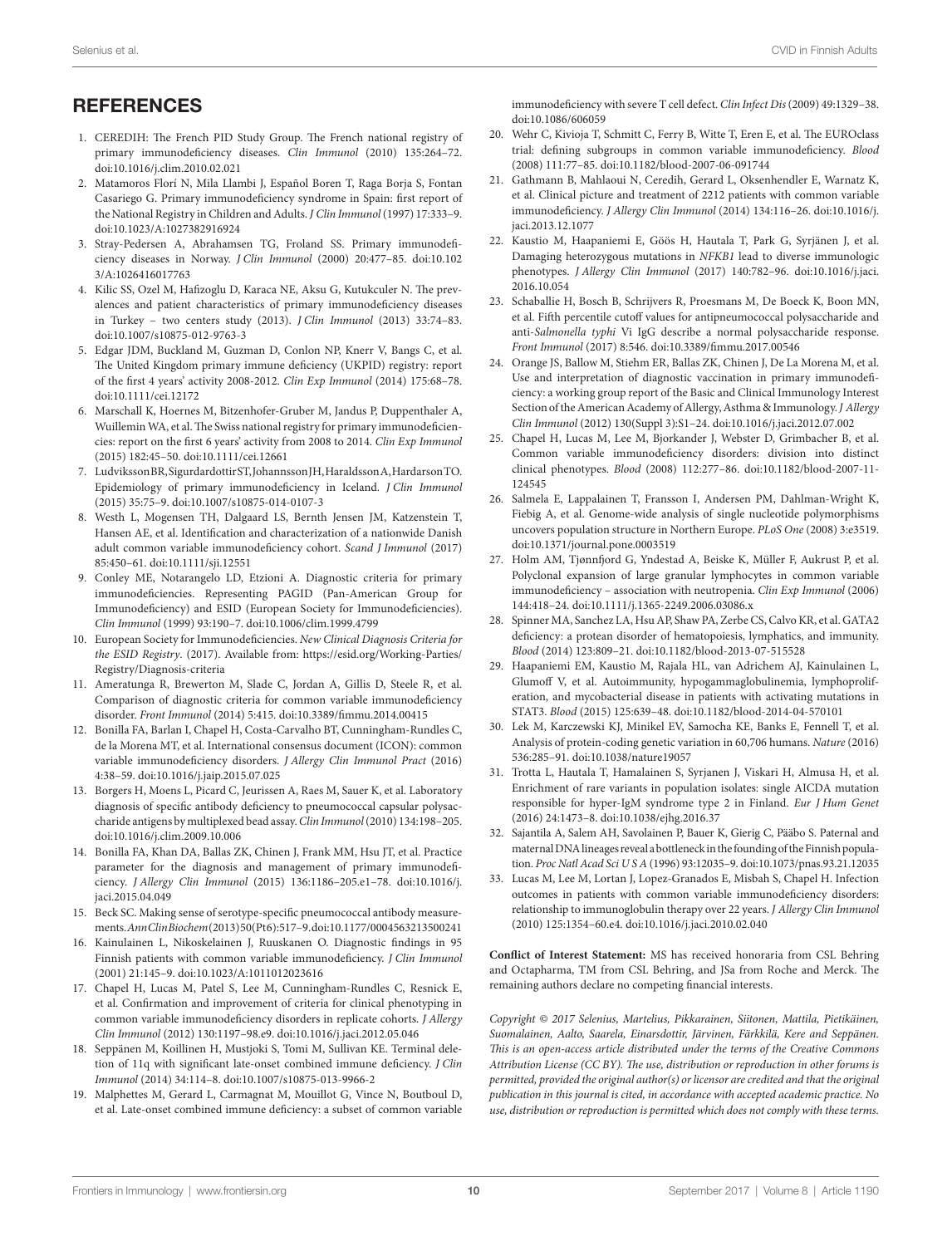## REFERENCES

1. CEREDIH: The French PID Study Group. The French national registry of primary immunodeficiency diseases. *Clin Immunol* (2010) 135:264–72. doi:10.1016/j.clim.2010.02.021
2. Matamoros Florí N, Mila Llambi J, Español Boren T, Raga Borja S, Fontan Casariego G. Primary immunodeficiency syndrome in Spain: first report of the National Registry in Children and Adults. *J Clin Immunol* (1997) 17:333–9. doi:10.1023/A:1027382916924
3. Stray-Pedersen A, Abrahamsen TG, Froland SS. Primary immunodeficiency diseases in Norway. *J Clin Immunol* (2000) 20:477–85. doi:10.1023/A:1026416017763
4. Kilic SS, Ozel M, Hafizoglu D, Karaca NE, Aksu G, Kutukculer N. The prevalences and patient characteristics of primary immunodeficiency diseases in Turkey – two centers study (2013). *J Clin Immunol* (2013) 33:74–83. doi:10.1007/s10875-012-9763-3
5. Edgar JDM, Buckland M, Guzman D, Conlon NP, Knerr V, Bangs C, et al. The United Kingdom primary immune deficiency (UKPID) registry: report of the first 4 years' activity 2008-2012. *Clin Exp Immunol* (2014) 175:68–78. doi:10.1111/cei.12172
6. Marschall K, Hoernes M, Bitzenhofer-Gruber M, Jandus P, Duppenthaler A, Wuillemin WA, et al. The Swiss national registry for primary immunodeficiencies: report on the first 6 years' activity from 2008 to 2014. *Clin Exp Immunol* (2015) 182:45–50. doi:10.1111/cei.12661
7. Ludviksson BR, Sigurdardottir ST, Johannsson JH, Haraldsson A, Hardarson TO. Epidemiology of primary immunodeficiency in Iceland. *J Clin Immunol* (2015) 35:75–9. doi:10.1007/s10875-014-0107-3
8. Westh L, Mogensen TH, Dalgaard LS, Bernth Jensen JM, Katzenstein T, Hansen AE, et al. Identification and characterization of a nationwide Danish adult common variable immunodeficiency cohort. *Scand J Immunol* (2017) 85:450–61. doi:10.1111/sji.12551
9. Conley ME, Notarangelo LD, Etzioni A. Diagnostic criteria for primary immunodeficiencies. Representing PAGID (Pan-American Group for Immunodeficiency) and ESID (European Society for Immunodeficiencies). *Clin Immunol* (1999) 93:190–7. doi:10.1006/clim.1999.4799
10. European Society for Immunodeficiencies. *New Clinical Diagnosis Criteria for the ESID Registry*. (2017). Available from: https://esid.org/Working-Parties/Registry/Diagnosis-criteria
11. Ameratunga R, Brewerton M, Slade C, Jordan A, Gillis D, Steele R, et al. Comparison of diagnostic criteria for common variable immunodeficiency disorder. *Front Immunol* (2014) 5:415. doi:10.3389/fimmu.2014.00415
12. Bonilla FA, Barlan I, Chapel H, Costa-Carvalho BT, Cunningham-Rundles C, de la Morena MT, et al. International consensus document (ICON): common variable immunodeficiency disorders. *J Allergy Clin Immunol Pract* (2016) 4:38–59. doi:10.1016/j.jaip.2015.07.025
13. Borgers H, Moens L, Picard C, Jeurissen A, Raes M, Sauer K, et al. Laboratory diagnosis of specific antibody deficiency to pneumococcal capsular polysaccharide antigens by multiplexed bead assay. *Clin Immunol* (2010) 134:198–205. doi:10.1016/j.clim.2009.10.006
14. Bonilla FA, Khan DA, Ballas ZK, Chinen J, Frank MM, Hsu JT, et al. Practice parameter for the diagnosis and management of primary immunodeficiency. *J Allergy Clin Immunol* (2015) 136:1186–205.e1–78. doi:10.1016/j.jaci.2015.04.049
15. Beck SC. Making sense of serotype-specific pneumococcal antibody measurements. *Ann Clin Biochem* (2013) 50(Pt6):517–9. doi:10.1177/0004563213500241
16. Kainulainen L, Nikoskelainen J, Ruuskanen O. Diagnostic findings in 95 Finnish patients with common variable immunodeficiency. *J Clin Immunol* (2001) 21:145–9. doi:10.1023/A:1011012023616
17. Chapel H, Lucas M, Patel S, Lee M, Cunningham-Rundles C, Resnick E, et al. Confirmation and improvement of criteria for clinical phenotyping in common variable immunodeficiency disorders in replicate cohorts. *J Allergy Clin Immunol* (2012) 130:1197–98.e9. doi:10.1016/j.jaci.2012.05.046
18. Seppänen M, Koillinen H, Mustjoki S, Tomi M, Sullivan KE. Terminal deletion of 11q with significant late-onset combined immune deficiency. *J Clin Immunol* (2014) 34:114–8. doi:10.1007/s10875-013-9966-2
19. Malphettes M, Gerard L, Carmagnat M, Mouillot G, Vince N, Boutboul D, et al. Late-onset combined immune deficiency: a subset of common variable immunodeficiency with severe T cell defect. *Clin Infect Dis* (2009) 49:1329–38. doi:10.1086/606059
20. Wehr C, Kivioja T, Schmitt C, Ferry B, Witte T, Eren E, et al. The EUROclass trial: defining subgroups in common variable immunodeficiency. *Blood* (2008) 111:77–85. doi:10.1182/blood-2007-06-091744
21. Gathmann B, Mahlaoui N, Ceredih, Gerard L, Oksenhendler E, Warnatz K, et al. Clinical picture and treatment of 2212 patients with common variable immunodeficiency. *J Allergy Clin Immunol* (2014) 134:116–26. doi:10.1016/j.jaci.2013.12.1077
22. Kaustio M, Haapaniemi E, Göös H, Hautala T, Park G, Syrjänen J, et al. Damaging heterozygous mutations in *NFKB1* lead to diverse immunologic phenotypes. *J Allergy Clin Immunol* (2017) 140:782–96. doi:10.1016/j.jaci.2016.10.054
23. Schaballie H, Bosch B, Schrijvers R, Proesmans M, De Boeck K, Boon MN, et al. Fifth percentile cutoff values for antipneumococcal polysaccharide and anti-*Salmonella typhi* Vi IgG describe a normal polysaccharide response. *Front Immunol* (2017) 8:546. doi:10.3389/fimmu.2017.00546
24. Orange JS, Ballow M, Stiehm ER, Ballas ZK, Chinen J, De La Morena M, et al. Use and interpretation of diagnostic vaccination in primary immunodeficiency: a working group report of the Basic and Clinical Immunology Interest Section of the American Academy of Allergy, Asthma & Immunology. *J Allergy Clin Immunol* (2012) 130(Suppl 3):S1–24. doi:10.1016/j.jaci.2012.07.002
25. Chapel H, Lucas M, Lee M, Bjorkander J, Webster D, Grimbacher B, et al. Common variable immunodeficiency disorders: division into distinct clinical phenotypes. *Blood* (2008) 112:277–86. doi:10.1182/blood-2007-11-124545
26. Salmela E, Lappalainen T, Fransson I, Andersen PM, Dahlman-Wright K, Fiebig A, et al. Genome-wide analysis of single nucleotide polymorphisms uncovers population structure in Northern Europe. *PLoS One* (2008) 3:e3519. doi:10.1371/journal.pone.0003519
27. Holm AM, Tjønnfjord G, Yndestad A, Beiske K, Müller F, Aukrust P, et al. Polyclonal expansion of large granular lymphocytes in common variable immunodeficiency – association with neutropenia. *Clin Exp Immunol* (2006) 144:418–24. doi:10.1111/j.1365-2249.2006.03086.x
28. Spinner MA, Sanchez LA, Hsu AP, Shaw PA, Zerbe CS, Calvo KR, et al. GATA2 deficiency: a protean disorder of hematopoiesis, lymphatics, and immunity. *Blood* (2014) 123:809–21. doi:10.1182/blood-2013-07-515528
29. Haapaniemi EM, Kaustio M, Rajala HL, van Adrichem AJ, Kainulainen L, Glumoff V, et al. Autoimmunity, hypogammaglobulinemia, lymphoproliferation, and mycobacterial disease in patients with activating mutations in STAT3. *Blood* (2015) 125:639–48. doi:10.1182/blood-2014-04-570101
30. Lek M, Karczewski KJ, Minikel EV, Samocha KE, Banks E, Fennell T, et al. Analysis of protein-coding genetic variation in 60,706 humans. *Nature* (2016) 536:285–91. doi:10.1038/nature19057
31. Trotta L, Hautala T, Hamalainen S, Syrjanen J, Viskari H, Almusa H, et al. Enrichment of rare variants in population isolates: single AICDA mutation responsible for hyper-IgM syndrome type 2 in Finland. *Eur J Hum Genet* (2016) 24:1473–8. doi:10.1038/ejhg.2016.37
32. Sajantila A, Salem AH, Savolainen P, Bauer K, Gierig C, Pääbo S. Paternal and maternal DNA lineages reveal a bottleneck in the founding of the Finnish population. *Proc Natl Acad Sci U S A* (1996) 93:12035–9. doi:10.1073/pnas.93.21.12035
33. Lucas M, Lee M, Lortan J, Lopez-Granados E, Misbah S, Chapel H. Infection outcomes in patients with common variable immunodeficiency disorders: relationship to immunoglobulin therapy over 22 years. *J Allergy Clin Immunol* (2010) 125:1354–60.e4. doi:10.1016/j.jaci.2010.02.040

**Conflict of Interest Statement:** MS has received honoraria from CSL Behring and Octapharma, TM from CSL Behring, and JSa from Roche and Merck. The remaining authors declare no competing financial interests.

*Copyright © 2017 Selenius, Martelius, Pikkarainen, Siitonen, Mattila, Pietikäinen, Suomalainen, Aalto, Saarela, Einarsdottir, Järvinen, Färkkilä, Kere and Seppänen. This is an open-access article distributed under the terms of the Creative Commons Attribution License (CC BY). The use, distribution or reproduction in other forums is permitted, provided the original author(s) or licensor are credited and that the original publication in this journal is cited, in accordance with accepted academic practice. No use, distribution or reproduction is permitted which does not comply with these terms.*